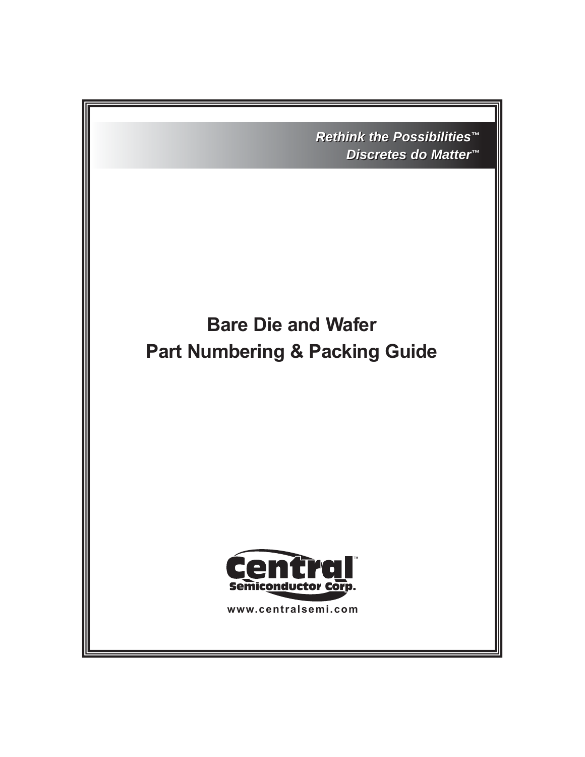*Rethink the Possibilities™*
*Discretes do Matter™*

# Bare Die and Wafer
# Part Numbering & Packing Guide

Central™
Semiconductor Corp.

www.centralsemi.com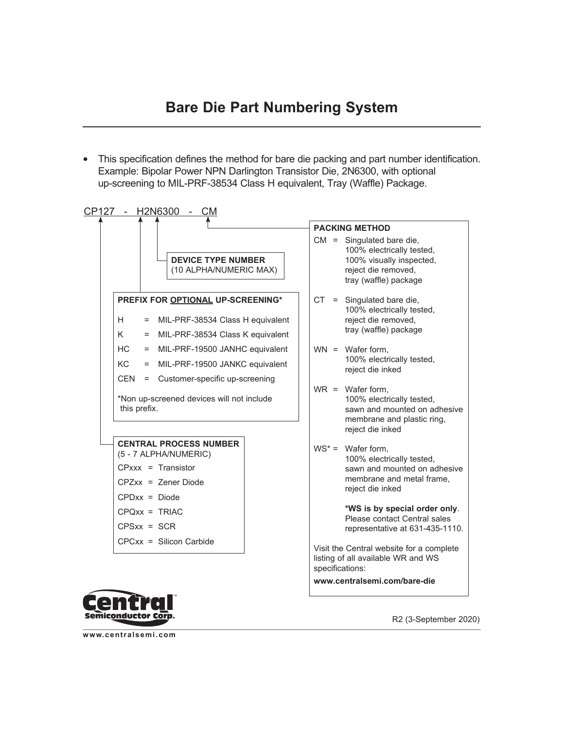# Bare Die Part Numbering System

- This specification defines the method for bare die packing and part number identification. Example: Bipolar Power NPN Darlington Transistor Die, 2N6300, with optional up-screening to MIL-PRF-38534 Class H equivalent, Tray (Waffle) Package.

CP127 - H2N6300 - CM

**DEVICE TYPE NUMBER**
(10 ALPHA/NUMERIC MAX)

**PREFIX FOR OPTIONAL UP-SCREENING***

| | | |
|---|---|---|
| H | = | MIL-PRF-38534 Class H equivalent |
| K | = | MIL-PRF-38534 Class K equivalent |
| HC | = | MIL-PRF-19500 JANHC equivalent |
| KC | = | MIL-PRF-19500 JANKC equivalent |
| CEN | = | Customer-specific up-screening |

*Non up-screened devices will not include this prefix.

**CENTRAL PROCESS NUMBER**
(5 - 7 ALPHA/NUMERIC)

| | | |
|---|---|---|
| CPxxx | = | Transistor |
| CPZxx | = | Zener Diode |
| CPDxx | = | Diode |
| CPQxx | = | TRIAC |
| CPSxx | = | SCR |
| CPCxx | = | Silicon Carbide |

**PACKING METHOD**

| | | |
|---|---|---|
| CM | = | Singulated bare die, 100% electrically tested, 100% visually inspected, reject die removed, tray (waffle) package |
| CT | = | Singulated bare die, 100% electrically tested, reject die removed, tray (waffle) package |
| WN | = | Wafer form, 100% electrically tested, reject die inked |
| WR | = | Wafer form, 100% electrically tested, sawn and mounted on adhesive membrane and plastic ring, reject die inked |
| WS* | = | Wafer form, 100% electrically tested, sawn and mounted on adhesive membrane and metal frame, reject die inked |

**\*WS is by special order only**. Please contact Central sales representative at 631-435-1110.

Visit the Central website for a complete listing of all available WR and WS specifications:

**www.centralsemi.com/bare-die**

R2 (3-September 2020)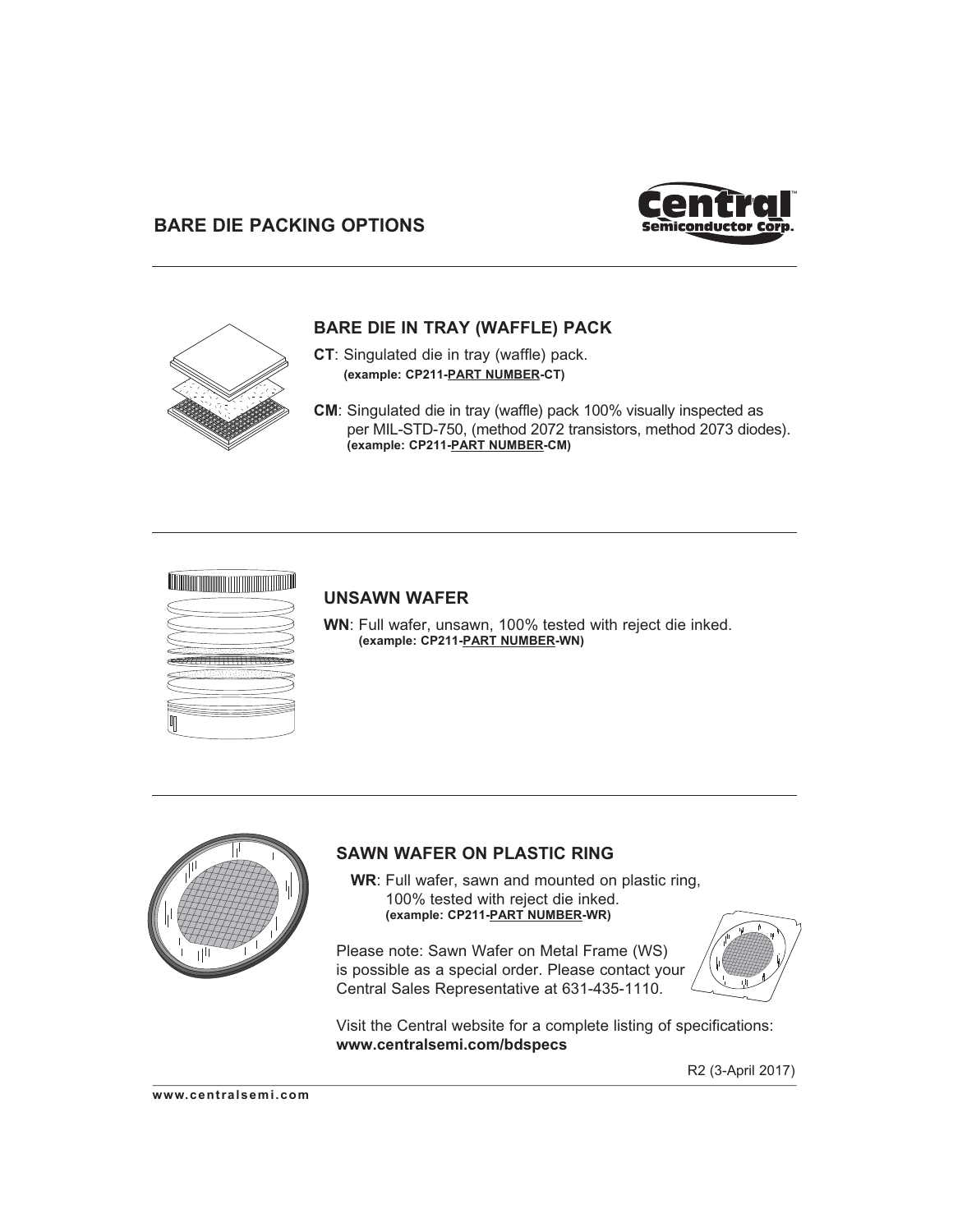# BARE DIE PACKING OPTIONS

## BARE DIE IN TRAY (WAFFLE) PACK

**CT**: Singulated die in tray (waffle) pack.
**(example: CP211-PART NUMBER-CT)**

**CM**: Singulated die in tray (waffle) pack 100% visually inspected as per MIL-STD-750, (method 2072 transistors, method 2073 diodes).
**(example: CP211-PART NUMBER-CM)**

## UNSAWN WAFER

**WN**: Full wafer, unsawn, 100% tested with reject die inked.
**(example: CP211-PART NUMBER-WN)**

## SAWN WAFER ON PLASTIC RING

**WR**: Full wafer, sawn and mounted on plastic ring, 100% tested with reject die inked.
**(example: CP211-PART NUMBER-WR)**

Please note: Sawn Wafer on Metal Frame (WS) is possible as a special order. Please contact your Central Sales Representative at 631-435-1110.

Visit the Central website for a complete listing of specifications:
**www.centralsemi.com/bdspecs**

R2 (3-April 2017)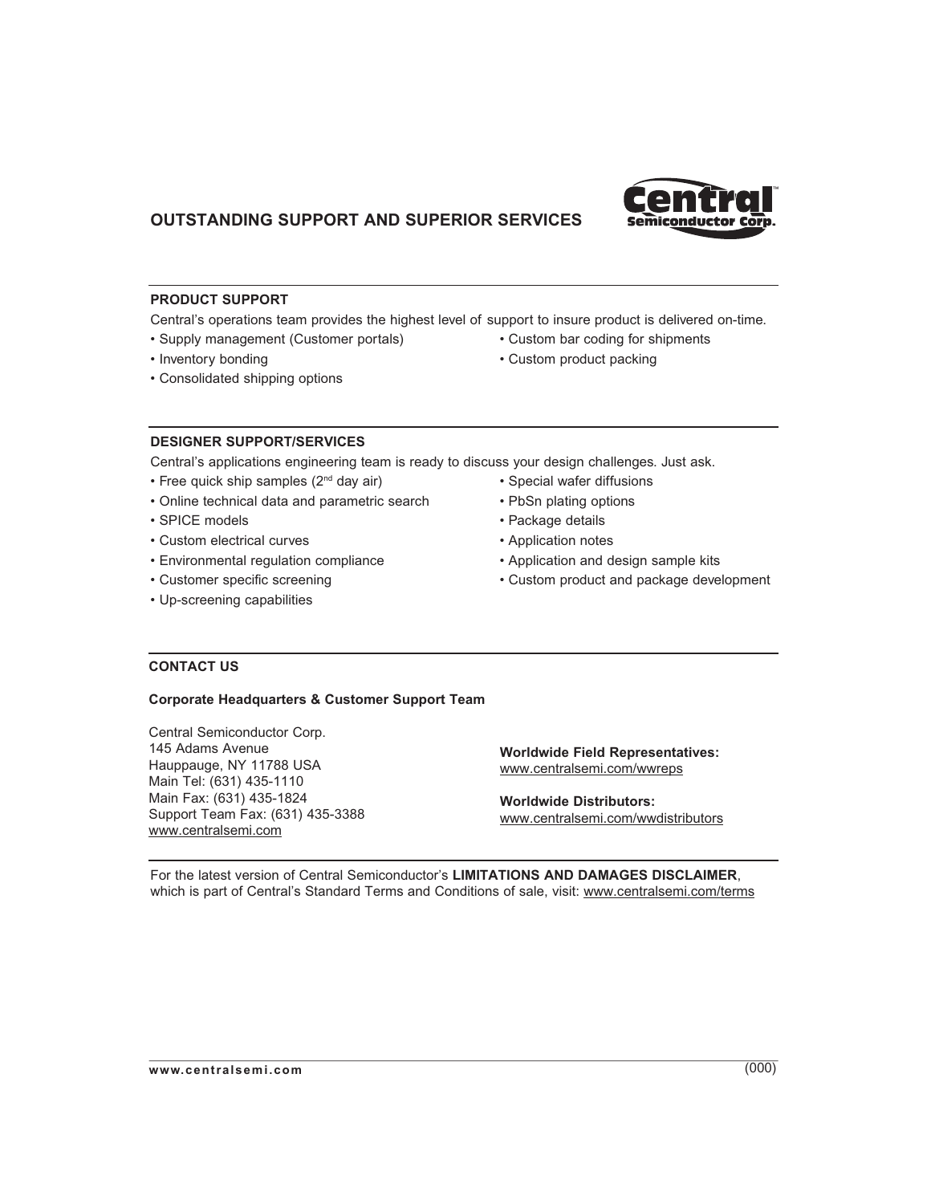## OUTSTANDING SUPPORT AND SUPERIOR SERVICES

### PRODUCT SUPPORT

Central's operations team provides the highest level of support to insure product is delivered on-time.

- Supply management (Customer portals)
- Inventory bonding
- Consolidated shipping options
- Custom bar coding for shipments
- Custom product packing

### DESIGNER SUPPORT/SERVICES

Central's applications engineering team is ready to discuss your design challenges. Just ask.

- Free quick ship samples (2nd day air)
- Online technical data and parametric search
- SPICE models
- Custom electrical curves
- Environmental regulation compliance
- Customer specific screening
- Up-screening capabilities
- Special wafer diffusions
- PbSn plating options
- Package details
- Application notes
- Application and design sample kits
- Custom product and package development

### CONTACT US

**Corporate Headquarters & Customer Support Team**

Central Semiconductor Corp.
145 Adams Avenue
Hauppauge, NY 11788 USA
Main Tel: (631) 435-1110
Main Fax: (631) 435-1824
Support Team Fax: (631) 435-3388
www.centralsemi.com

**Worldwide Field Representatives:**
www.centralsemi.com/wwreps

**Worldwide Distributors:**
www.centralsemi.com/wwdistributors

For the latest version of Central Semiconductor's **LIMITATIONS AND DAMAGES DISCLAIMER**, which is part of Central's Standard Terms and Conditions of sale, visit: www.centralsemi.com/terms